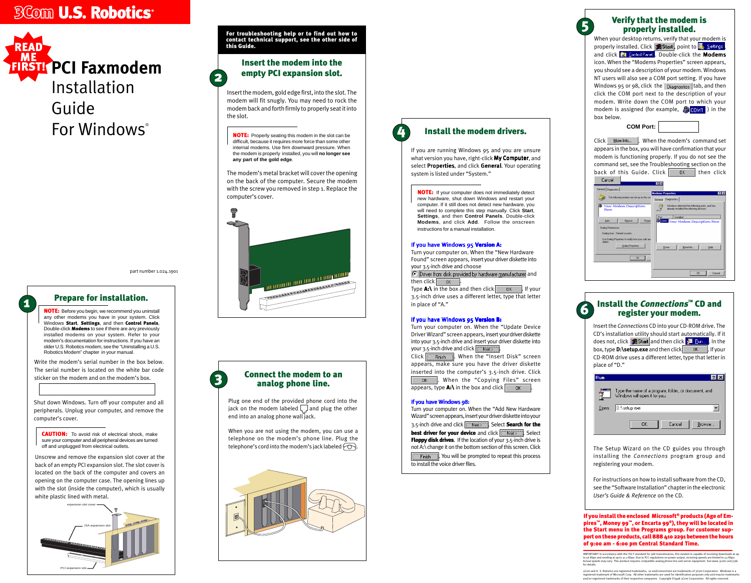**3Com U.S. Robotics®**

**READ ME FIRST!**

# PCI Faxmodem Installation Guide For Windows®

part number 1.024.1901

**For troubleshooting help or to find out how to contact technical support, see the other side of this Guide.**

## 1 Prepare for installation.

**NOTE:** Before you begin, we recommend you uninstall any other modems you have in your system. Click Windows **Start**, **Settings**, and then **Control Panels**, Double-click **Modems** to see if there are any previously installed modems on your system. Refer to your modem's documentation for instructions. If you have an older U.S. Robotics modem, see the "Uninstalling a U.S. Robotics Modem" chapter in your manual.

Write the modem's serial number in the box below. The serial number is located on the white bar code sticker on the modem and on the modem's box.

Shut down Windows. Turn off your computer and all peripherals. Unplug your computer, and remove the computer's cover.

**CAUTION:** To avoid risk of electrical shock, make sure your computer and all peripheral devices are turned off and unplugged from electrical outlets.

Unscrew and remove the expansion slot cover at the back of an empty PCI expansion slot. The slot cover is located on the back of the computer and covers an opening on the computer case. The opening lines up with the slot (inside the computer), which is usually white plastic lined with metal.

expansion slot cover

ISA expansion slot

PCI expansion slot

## 2 Insert the modem into the empty PCI expansion slot.

Insert the modem, gold edge first, into the slot. The modem will fit snugly. You may need to rock the modem back and forth firmly to properly seat it into the slot.

**NOTE:** Properly seating this modem in the slot can be difficult, because it requires more force than some other internal modems. Use firm downward pressure. When the modem is properly installed, you will **no longer see any part of the gold edge**.

The modem's metal bracket will cover the opening on the back of the computer. Secure the modem with the screw you removed in step 1. Replace the computer's cover.

## 3 Connect the modem to an analog phone line.

Plug one end of the provided phone cord into the jack on the modem labeled [phone line icon] and plug the other end into an analog phone wall jack.

When you are not using the modem, you can use a telephone on the modem's phone line. Plug the telephone's cord into the modem's jack labeled [telephone icon].

## 4 Install the modem drivers.

If you are running Windows 95 and you are unsure what version you have, right-click **My Computer**, and select **Properties**, and click **General**. Your operating system is listed under "System."

**NOTE:** If your computer does not immediately detect new hardware, shut down Windows and restart your computer. If it still does not detect new hardware, you will need to complete this step manually. Click **Start**, **Settings**, and then **Control Panels**. Double-click **Modems**, and click **Add**. Follow the onscreen instructions for a manual installation.

### If you have Windows 95 Version A:

Turn your computer on. When the "New Hardware Found" screen appears, insert your driver diskette into your 3.5-inch drive and choose [Driver from disk provided by hardware manufacturer] and then click [OK]. Type **A:\** in the box and then click [OK]. If your 3.5-inch drive uses a different letter, type that letter in place of "A."

### If you have Windows 95 Version B:

Turn your computer on. When the "Update Device Driver Wizard" screen appears, insert your driver diskette into your 3.5-inch drive and insert your driver diskette into your 3.5-inch drive and click [Next >]. Click [Finish]. When the "Insert Disk" screen appears, make sure you have the driver diskette inserted into the computer's 3.5-inch drive. Click [OK]. When the "Copying Files" screen appears, type **A:\** in the box and click [OK].

### If you have Windows 98:

Turn your computer on. When the "Add New Hardware Wizard" screen appears, insert your driver diskette into your 3.5-inch drive and click [Next >]. Select **Search for the best driver for your device** and click [Next >]. Select **Floppy disk drives**. If the location of your 3.5-inch drive is not A:\ change it on the bottom section of this screen. Click [Finish]. You will be prompted to repeat this process to install the voice driver files.

## 5 Verify that the modem is properly installed.

When your desktop returns, verify that your modem is properly installed. Click [Start], point to [Settings], and click [Control Panel]. Double-click the **Modems** icon. When the "Modems Properties" screen appears, you should see a description of your modem. Windows NT users will also see a COM port setting. If you have Windows 95 or 98, click the [Diagnostics] tab, and then click the COM port next to the description of your modem. Write down the COM port to which your modem is assigned (for example, [COM1]) in the box below.

**COM Port:**

Click [More Info...]. When the modem's command set appears in the box, you will have confirmation that your modem is functioning properly. If you do not see the command set, see the Troubleshooting section on the back of this Guide. Click [OK] then click [Cancel].

## 6 Install the *Connections*™ CD and register your modem.

Insert the *Connections* CD into your CD-ROM drive. The CD's installation utility should start automatically. If it does not, click [Start] and then click [Run...]. In the box, type **D:\setup.exe** and then click [OK]. If your CD-ROM drive uses a different letter, type that letter in place of "D."

Run

Type the name of a program, folder, or document, and Windows will open it for you.

Open: D:\setup.exe

OK | Cancel | Browse...

The Setup Wizard on the CD guides you through installing the *Connections* program group and registering your modem.

For instructions on how to install software from the CD, see the "Software Installation" chapter in the electronic *User's Guide & Reference* on the CD.

**If you install the enclosed Microsoft® products (Age of Empires™, Money 99™, or Encarta 99®), they will be located in the Start menu in the Programs group. For customer support on these products, call 888 410 2291 between the hours of 9:00 am - 6:00 pm Central Standard Time.**

IMPORTANT! In accordance with the ITU-T standard for 56K transmissions, this modem is capable of receiving downloads at up to 56 Kbps and sending at up to 31.2 Kbps. Due to FCC regulations on power output, receiving speeds are limited to 53 Kbps. Actual speeds may vary. This product requires compatible analog phone line and server equipment. See www.3com.com/56k for details.

3Com and U. S. Robotics are registered trademarks; x2 and *Connections* are trademarks of 3Com Corporation. Windows is a registered trademark of Microsoft Corp. All other trademarks are used for identification purposes only and may be trademarks and/or registered trademarks of their respective companies. Copyright ©1998 3Com Corporation. All rights reserved.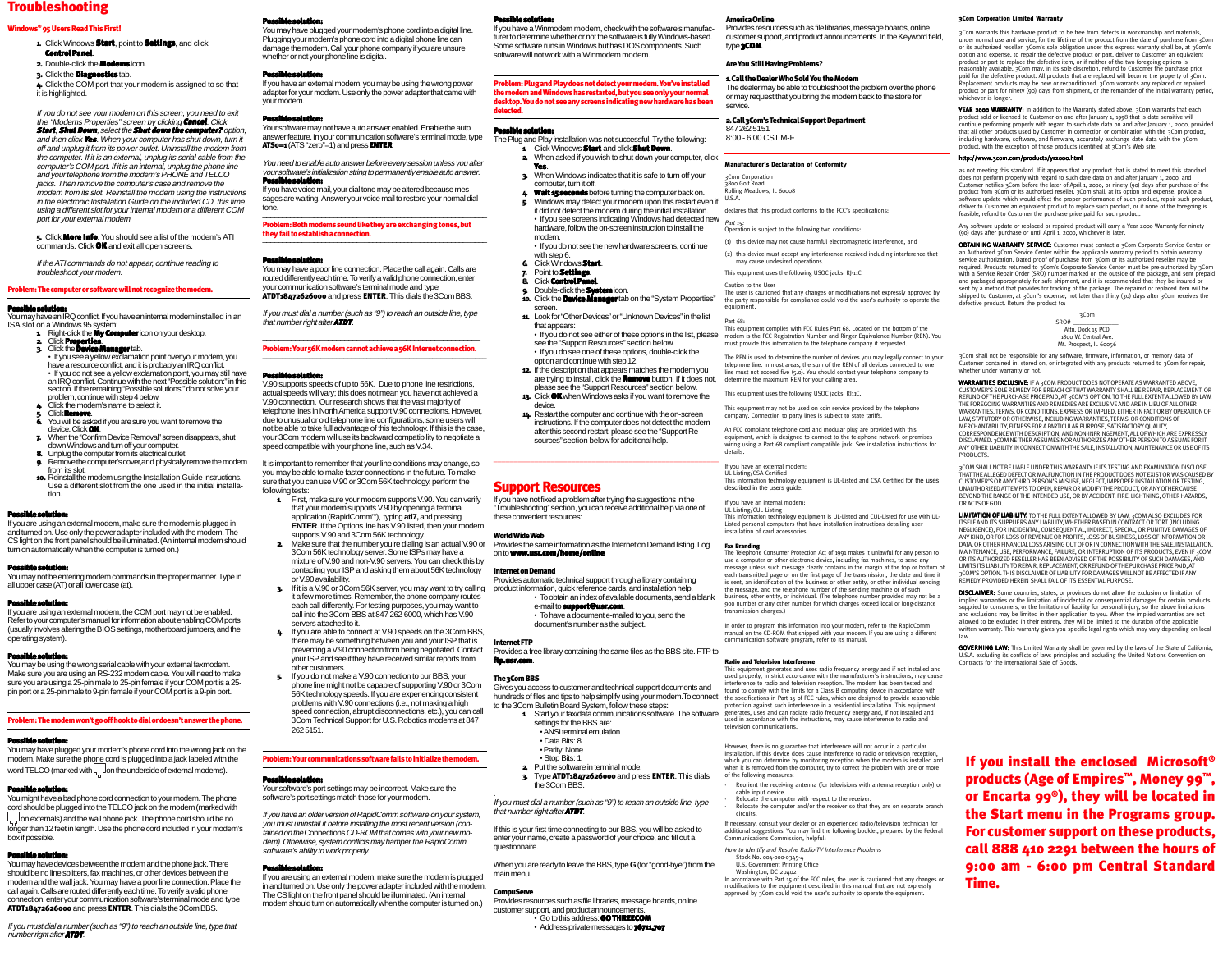# Troubleshooting

**Windows® 95 Users Read This First!**

1. Click Windows **Start**, point to **Settings**, and click **Control Panel**.
2. Double-click the **Modems** icon.
3. Click the **Diagnostics** tab.
4. Click the COM port that your modem is assigned to so that it is highlighted.

*If you do not see your modem on this screen, you need to exit the "Modems Properties" screen by clicking **Cancel**. Click **Start**, **Shut Down**, select the **Shut down the computer?** option, and then click **Yes**. When your computer has shut down, turn it off and unplug it from its power outlet. Uninstall the modem from the computer. If it is an external, unplug its serial cable from the computer's COM port. If it is an internal, unplug the phone line and your telephone from the modem's PHONE and TELCO jacks. Then remove the computer's case and remove the modem from its slot. Reinstall the modem using the instructions in the electronic Installation Guide on the included CD, this time using a different slot for your internal modem or a different COM port for your external modem.*

5. Click **More Info**. You should see a list of the modem's ATI commands. Click **OK** and exit all open screens.

*If the ATI commands do not appear, continue reading to troubleshoot your modem.*

**Problem: The computer or software will not recognize the modem.**

**Possible solution:**
You may have an IRQ conflict. If you have an internal modem installed in an ISA slot on a Windows 95 system:

1. Right-click the **My Computer** icon on your desktop.
2. Click **Properties**.
3. Click the **Device Manager** tab.
   - If you see a yellow exclamation point over your modem, you have a resource conflict, and it is probably an IRQ conflict.
   - If you do not see a yellow exclamation point, you may still have an IRQ conflict. Continue with the next "Possible solution:" in this section. If the remaining "Possible solutions:" do not solve your problem, continue with step 4 below.
4. Click the modem's name to select it.
5. Click **Remove**.
6. You will be asked if you are sure you want to remove the device. Click **OK**.
7. When the "Confirm Device Removal" screen disappears, shut down Windows and turn off your computer.
8. Unplug the computer from its electrical outlet.
9. Remove the computer's cover, and physically remove the modem from its slot.
10. Reinstall the modem using the Installation Guide instructions. Use a different slot from the one used in the initial installation.

**Possible solution:**
If you are using an external modem, make sure the modem is plugged in and turned on. Use only the power adapter included with the modem. The CS light on the front panel should be illuminated. (An internal modem should turn on automatically when the computer is turned on.)

**Possible solution:**
You may not be entering modem commands in the proper manner. Type in all upper case (AT) or all lower case (at).

**Possible solution:**
If you are using an external modem, the COM port may not be enabled. Refer to your computer's manual for information about enabling COM ports (usually involves altering the BIOS settings, motherboard jumpers, and the operating system).

**Possible solution:**
You may be using the wrong serial cable with your external faxmodem. Make sure you are using an RS-232 modem cable. You will need to make sure you are using a 25-pin male to 25-pin female if your COM port is a 25-pin port or a 25-pin male to 9-pin female if your COM port is a 9-pin port.

**Problem: The modem won't go off hook to dial or doesn't answer the phone.**

**Possible solution:**
You may have plugged your modem's phone cord into the wrong jack on the modem. Make sure the phone cord is plugged into a jack labeled with the word TELCO (marked with a symbol on the underside of external modems).

**Possible solution:**
You might have a bad phone cord connection to your modem. The phone cord should be plugged into the TELCO jack on the modem (marked with a symbol on externals) and the wall phone jack. The phone cord should be no longer than 12 feet in length. Use the phone cord included in your modem's box if possible.

**Possible solution:**
You may have devices between the modem and the phone jack. There should be no line splitters, fax machines, or other devices between the modem and the wall jack. You may have a poor line connection. Place the call again. Calls are routed differently each time. To verify a valid phone connection, enter your communication software's terminal mode and type **ATDT18472626000** and press **ENTER**. This dials the 3Com BBS.

*If you must dial a number (such as "9") to reach an outside line, type that number right after **ATDT**.*

**Possible solution:**
You may have plugged your modem's phone cord into a digital line. Plugging your modem's phone cord into a digital phone line can damage the modem. Call your phone company if you are unsure whether or not your phone line is digital.

**Possible solution:**
If you have an external modem, you may be using the wrong power adapter for your modem. Use only the power adapter that came with your modem.

**Possible solution:**
Your software may not have auto answer enabled. Enable the auto answer feature. In your communication software's terminal mode, type **ATS0=1** (ATS "zero"=1) and press **ENTER**.

*You need to enable auto answer before every session unless you alter your software's initialization string to permanently enable auto answer.*

**Possible solution:**
If you have voice mail, your dial tone may be altered because messages are waiting. Answer your voice mail to restore your normal dial tone.

**Problem: Both modems sound like they are exchanging tones, but they fail to establish a connection.**

**Possible solution:**
You may have a poor line connection. Place the call again. Calls are routed differently each time. To verify a valid phone connection, enter your communication software's terminal mode and type **ATDT18472626000** and press **ENTER**. This dials the 3Com BBS.

*If you must dial a number (such as "9") to reach an outside line, type that number right after **ATDT**.*

**Problem: Your 56K modem cannot achieve a 56K Internet connection.**

**Possible solution:**
V.90 supports speeds of up to 56K. Due to phone line restrictions, actual speeds will vary; this does not mean you have not achieved a V.90 connection. Our research shows that the vast majority of telephone lines in North America support V.90 connections. However, due to unusual or old telephone line configurations, some users will not be able to take full advantage of this technology. If this is the case, your 3Com modem will use its backward compatibility to negotiate a speed compatible with your phone line, such as V.34.

It is important to remember that your line conditions may change, so you may be able to make faster connections in the future. To make sure that you can use V.90 or 3Com 56K technology, perform the following tests:

1. First, make sure your modem supports V.90. You can verify that your modem supports V.90 by opening a terminal application (RapidComm™), typing **ati7**, and pressing **ENTER**. If the Options line has V.90 listed, then your modem supports V.90 and 3Com 56K technology.
2. Make sure that the number you're dialing is an actual V.90 or 3Com 56K technology server. Some ISPs may have a mixture of V.90 and non-V.90 servers. You can check this by contacting your ISP and asking them about 56K technology or V.90 availability.
3. If it is a V.90 or 3Com 56K server, you may want to try calling it a few more times. Remember, the phone company routes each call differently. For testing purposes, you may want to call into the 3Com BBS at 847 262 6000, which has V.90 servers attached to it.
4. If you are able to connect at V.90 speeds on the 3Com BBS, there may be something between you and your ISP that is preventing a V.90 connection from being negotiated. Contact your ISP and see if they have received similar reports from other customers.
5. If you do not make a V.90 connection to our BBS, your phone line might not be capable of supporting V.90 or 3Com 56K technology speeds. If you are experiencing consistent problems with V.90 connections (i.e., not making a high speed connection, abrupt disconnections, etc.), you can call 3Com Technical Support for U.S. Robotics modems at 847 262 5151.

**Problem: Your communications software fails to initialize the modem.**

**Possible solution:**
Your software's port settings may be incorrect. Make sure the software's port settings match those for your modem.

*If you have an older version of RapidComm software on your system, you must uninstall it before installing the most recent version (contained on the Connections CD-ROM that comes with your new modem). Otherwise, system conflicts may hamper the RapidComm software's ability to work properly.*

**Possible solution:**
If you are using an external modem, make sure the modem is plugged in and turned on. Use only the power adapter included with the modem. The CS light on the front panel should be illuminated. (An internal modem should turn on automatically when the computer is turned on.)

**Possible solution:**
If you have a Winmodem modem, check with the software's manufacturer to determine whether or not the software is fully Windows-based. Some software runs in Windows but has DOS components. Such software will not work with a Winmodem modem.

**Problem: Plug and Play does not detect your modem. You've installed the modem and Windows has restarted, but you see only your normal desktop. You do not see any screens indicating new hardware has been detected.**

**Possible solution:**
The Plug and Play installation was not successful. Try the following:

1. Click Windows **Start** and click **Shut Down**.
2. When asked if you wish to shut down your computer, click **Yes**.
3. When Windows indicates that it is safe to turn off your computer, turn it off.
4. **Wait 15 seconds** before turning the computer back on.
5. Windows may detect your modem upon this restart even if it did not detect the modem during the initial installation.
   - If you see screens indicating Windows had detected new hardware, follow the on-screen instruction to install the modem.
   - If you do not see the new hardware screens, continue with step 6.
6. Click Windows **Start**.
7. Point to **Settings**.
8. Click **Control Panel**.
9. Double-click the **System** icon.
10. Click the **Device Manager** tab on the "System Properties" screen.
11. Look for "Other Devices" or "Unknown Devices" in the list that appears:
    - If you do not see either of these options in the list, please see the "Support Resources" section below.
    - If you do see one of these options, double-click the option and continue with step 12.
12. If the description that appears matches the modem you are trying to install, click the **Remove** button. If it does not, please see the "Support Resources" section below.
13. Click **OK** when Windows asks if you want to remove the device.
14. Restart the computer and continue with the on-screen instructions. If the computer does not detect the modem after this second restart, please see the "Support Resources" section below for additional help.

# Support Resources

If you have not fixed a problem after trying the suggestions in the "Troubleshooting" section, you can receive additional help via one of these convenient resources:

**World Wide Web**
Provides the same information as the Internet on Demand listing. Log on to **www.usr.com/home/online**

**Internet on Demand**
Provides automatic technical support through a library containing product information, quick reference cards, and installation help.
- To obtain an index of available documents, send a blank e-mail to **support@usr.com**.
- To have a document e-mailed to you, send the document's number as the subject.

**Internet FTP**
Provides a free library containing the same files as the BBS site. FTP to **ftp.usr.com**.

**The 3Com BBS**
Gives you access to customer and technical support documents and hundreds of files and tips to help simplify using your modem. To connect to the 3Com Bulletin Board System, follow these steps:

1. Start your fax/data communications software. The software settings for the BBS are:
   - ANSI terminal emulation
   - Data Bits: 8
   - Parity: None
   - Stop Bits: 1
2. Put the software in terminal mode.
3. Type **ATDT18472626000** and press **ENTER**. This dials the 3Com BBS.

*If you must dial a number (such as "9") to reach an outside line, type that number right after **ATDT**.*

If this is your first time connecting to our BBS, you will be asked to enter your name, create a password of your choice, and fill out a questionnaire.

When you are ready to leave the BBS, type **G** (for "good-bye") from the main menu.

**CompuServe**
Provides resources such as file libraries, message boards, online customer support, and product announcements.
- Go to this address: **GO THREECOM**
- Address private messages to **76711,707**

**America Online**
Provides resources such as file libraries, message boards, online customer support, and product announcements. In the Keyword field, type **3COM**.

**Are You Still Having Problems?**

**1. Call the Dealer Who Sold You the Modem**
The dealer may be able to troubleshoot the problem over the phone or may request that you bring the modem back to the store for service.

**2. Call 3Com's Technical Support Department**
847 262 5151
8:00 - 6:00 CST M-F

**Manufacturer's Declaration of Conformity**

3Com Corporation
3800 Golf Road
Rolling Meadows, IL 60008
U.S.A.

declares that this product conforms to the FCC's specifications:

*Part 15:*
Operation is subject to the following two conditions:

(1) this device may not cause harmful electromagnetic interference, and

(2) this device must accept any interference received including interference that may cause undesired operations.

This equipment uses the following USOC jacks: RJ-11C.

Caution to the User
The user is cautioned that any changes or modifications not expressly approved by the party responsible for compliance could void the user's authority to operate the equipment.

Part 68:
This equipment complies with FCC Rules Part 68. Located on the bottom of the modem is the FCC Registration Number and Ringer Equivalence Number (REN). You must provide this information to the telephone company if requested.

The REN is used to determine the number of devices you may legally connect to your telephone line. In most areas, the sum of the REN of all devices connected to one line must not exceed five (5.0). You should contact your telephone company to determine the maximum REN for your calling area.

This equipment uses the following USOC jacks: RJ11C.

This equipment may not be used on coin service provided by the telephone company. Connection to party lines is subject to state tariffs.

An FCC compliant telephone cord and modular plug are provided with this equipment, which is designed to connect to the telephone network or premises wiring using a Part 68 compliant compatible jack. See installation instructions for details.

If you have an external modem:
UL Listing/CSA Certified
This information technology equipment is UL-Listed and CSA Certified for the uses described in the users guide.

If you have an internal modem:
UL Listing/CUL Listing
This information technology equipment is UL-Listed and CUL-Listed for use with UL-Listed personal computers that have installation instructions detailing user installation of card accessories.

**Fax Branding**
The Telephone Consumer Protection Act of 1991 makes it unlawful for any person to use a computer or other electronic device, including fax machines, to send any message unless such message clearly contains in the margin at the top or bottom of each transmitted page or on the first page of the transmission, the date and time it is sent, an identification of the business or other entity, or other individual sending the message, and the telephone number of the sending machine of such business, other entity, or individual. (The telephone number provided may not be a 900 number or any other number for which charges exceed local or long-distance transmission charges.)

In order to program this information into your modem, refer to the RapidComm manual on the CD-ROM that shipped with your modem. If you are using a different communication software program, refer to its manual.

**Radio and Television Interference**
This equipment generates and uses radio frequency energy and if not installed and used properly, in strict accordance with the manufacturer's instructions, may cause interference to radio and television reception. The modem has been tested and found to comply with the limits for a Class B computing device in accordance with the specifications in Part 15 of FCC rules, which are designed to provide reasonable protection against such interference in a residential installation. This equipment generates, uses and can radiate radio frequency energy and, if not installed and used in accordance with the instructions, may cause interference to radio and television communications.

However, there is no guarantee that interference will not occur in a particular installation. If this device does cause interference to radio or television reception, which you can determine by monitoring reception when the modem is installed and when it is removed from the computer, try to correct the problem with one or more of the following measures:

- Reorient the receiving antenna (for televisions with antenna reception only) or cable input device.
- Relocate the computer with respect to the receiver.
- Relocate the computer and/or the receiver so that they are on separate branch circuits.

If necessary, consult your dealer or an experienced radio/television technician for additional suggestions. You may find the following booklet, prepared by the Federal Communications Commission, helpful:

*How to Identify and Resolve Radio-TV Interference Problems*
Stock No. 004-000-0345-4
U.S. Government Printing Office
Washington, DC 20402

In accordance with Part 15 of the FCC rules, the user is cautioned that any changes or modifications to the equipment described in this manual that are not expressly approved by 3Com could void the user's authority to operate the equipment.

**3Com Corporation Limited Warranty**

3Com warrants this hardware product to be free from defects in workmanship and materials, under normal use and service, for the lifetime of the product from the date of purchase from 3Com or its authorized reseller. 3Com's sole obligation under this express warranty shall be, at 3Com's option and expense, to repair the defective product or part, deliver to Customer an equivalent product or part to replace the defective item, or if neither of the two foregoing options is reasonably available, 3Com may, in its sole discretion, refund to Customer the purchase price paid for the defective product. All products that are replaced will become the property of 3Com. Replacement products may be new or reconditioned. 3Com warrants any replaced or repaired product or part for ninety (90) days from shipment, or the remainder of the initial warranty period, whichever is longer.

**YEAR 2000 WARRANTY:** In addition to the Warranty stated above, 3Com warrants that each product sold or licensed to Customer on and after January 1, 1998 that is date sensitive will continue performing properly with regard to such date data on and after January 1, 2000, provided that all other products used by Customer in connection or combination with the 3Com product, including hardware, software, and firmware, accurately exchange date data with the 3Com product, with the exception of those products identified at 3Com's Web site,

**http://www.3com.com/products/yr2000.html**

as not meeting this standard. If it appears that any product that is stated to meet this standard does not perform properly with regard to such date data on and after January 1, 2000, and Customer notifies 3Com before the later of April 1, 2000, or ninety (90) days after purchase of the product from 3Com or its authorized reseller, 3Com shall, at its option and expense, provide a software update which would effect the proper performance of such product, repair such product, deliver to Customer an equivalent product to replace such product, or if none of the foregoing is feasible, refund to Customer the purchase price paid for such product.

Any software update or replaced or repaired product will carry a Year 2000 Warranty for ninety (90) days after purchase or until April 1, 2000, whichever is later.

**OBTAINING WARRANTY SERVICE:** Customer must contact a 3Com Corporate Service Center or an Authorized 3Com Service Center within the applicable warranty period to obtain warranty service authorization. Dated proof of purchase from 3Com or its authorized reseller may be required. Products returned to 3Com's Corporate Service Center must be pre-authorized by 3Com with a Service Repair Order (SRO) number marked on the outside of the package, and sent prepaid and packaged appropriately for safe shipment, and it is recommended that they be insured or sent by a method that provides for tracking of the package. The repaired or replaced item will be shipped to Customer, at 3Com's expense, not later than thirty (30) days after 3Com receives the defective product. Return the product to:

3Com
SRO# ________
Attn. Dock 15 PCD
1800 W. Central Ave.
Mt. Prospect, IL 60056

3Com shall not be responsible for any software, firmware, information, or memory data of Customer contained in, stored on, or integrated with any products returned to 3Com for repair, whether under warranty or not.

**WARRANTIES EXCLUSIVE:** IF A 3COM PRODUCT DOES NOT OPERATE AS WARRANTED ABOVE, CUSTOMER'S SOLE REMEDY FOR BREACH OF THAT WARRANTY SHALL BE REPAIR, REPLACEMENT, OR REFUND OF THE PURCHASE PRICE PAID, AT 3COM'S OPTION. TO THE FULL EXTENT ALLOWED BY LAW, THE FOREGOING WARRANTIES AND REMEDIES ARE EXCLUSIVE AND ARE IN LIEU OF ALL OTHER WARRANTIES, TERMS, OR CONDITIONS, EXPRESS OR IMPLIED, EITHER IN FACT OR BY OPERATION OF LAW, STATUTORY OR OTHERWISE, INCLUDING WARRANTIES, TERMS, OR CONDITIONS OF MERCHANTABILITY, FITNESS FOR A PARTICULAR PURPOSE, SATISFACTORY QUALITY, CORRESPONDENCE WITH DESCRIPTION, AND NON-INFRINGEMENT, ALL OF WHICH ARE EXPRESSLY DISCLAIMED. 3COM NEITHER ASSUMES NOR AUTHORIZES ANY OTHER PERSON TO ASSUME FOR IT ANY OTHER LIABILITY IN CONNECTION WITH THE SALE, INSTALLATION, MAINTENANCE OR USE OF ITS PRODUCTS.

3COM SHALL NOT BE LIABLE UNDER THIS WARRANTY IF ITS TESTING AND EXAMINATION DISCLOSE THAT THE ALLEGED DEFECT OR MALFUNCTION IN THE PRODUCT DOES NOT EXIST OR WAS CAUSED BY CUSTOMER'S OR ANY THIRD PERSON'S MISUSE, NEGLECT, IMPROPER INSTALLATION OR TESTING, UNAUTHORIZED ATTEMPTS TO OPEN, REPAIR OR MODIFY THE PRODUCT, OR ANY OTHER CAUSE BEYOND THE RANGE OF THE INTENDED USE, OR BY ACCIDENT, FIRE, LIGHTNING, OTHER HAZARDS, OR ACTS OF GOD.

**LIMITATION OF LIABILITY.** TO THE FULL EXTENT ALLOWED BY LAW, 3COM ALSO EXCLUDES FOR ITSELF AND ITS SUPPLIERS ANY LIABILITY, WHETHER BASED IN CONTRACT OR TORT (INCLUDING NEGLIGENCE), FOR INCIDENTAL, CONSEQUENTIAL, INDIRECT, SPECIAL, OR PUNITIVE DAMAGES OF ANY KIND, OR FOR LOSS OF REVENUE OR PROFITS, LOSS OF BUSINESS, LOSS OF INFORMATION OR DATA, OR OTHER FINANCIAL LOSS ARISING OUT OF OR IN CONNECTION WITH THE SALE, INSTALLATION, MAINTENANCE, USE, PERFORMANCE, FAILURE, OR INTERRUPTION OF ITS PRODUCTS, EVEN IF 3COM OR ITS AUTHORIZED RESELLER HAS BEEN ADVISED OF THE POSSIBILITY OF SUCH DAMAGES, AND LIMITS ITS LIABILITY TO REPAIR, REPLACEMENT, OR REFUND OF THE PURCHASE PRICE PAID, AT 3COM'S OPTION. THIS DISCLAIMER OF LIABILITY FOR DAMAGES WILL NOT BE AFFECTED IF ANY REMEDY PROVIDED HEREIN SHALL FAIL OF ITS ESSENTIAL PURPOSE.

**DISCLAIMER:** Some countries, states, or provinces do not allow the exclusion or limitation of implied warranties or the limitation of incidental or consequential damages for certain products supplied to consumers, or the limitation of liability for personal injury, so the above limitations and exclusions may be limited in their application to you. When the implied warranties are not allowed to be excluded in their entirety, they will be limited to the duration of the applicable written warranty. This warranty gives you specific legal rights which may vary depending on local law.

**GOVERNING LAW:** This Limited Warranty shall be governed by the laws of the State of California, U.S.A. excluding its conflicts of laws principles and excluding the United Nations Convention on Contracts for the International Sale of Goods.

**If you install the enclosed Microsoft® products (Age of Empires™, Money 99™, or Encarta 99®), they will be located in the Start menu in the Programs group. For customer support on these products, call 888 410 2291 between the hours of 9:00 am - 6:00 pm Central Standard Time.**